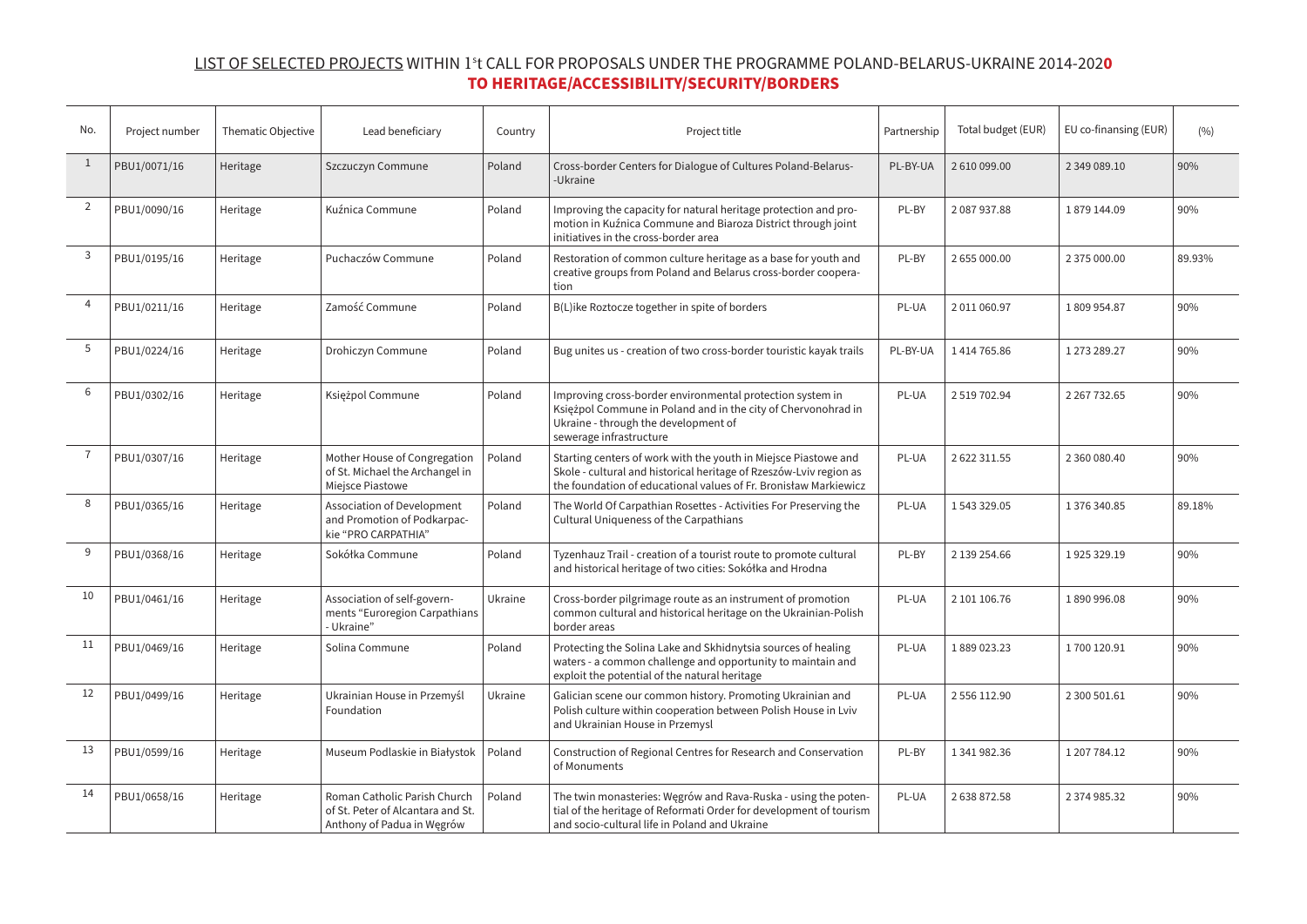## LIST OF SELECTED PROJECTS WITHIN 1st CALL FOR PROPOSALS UNDER THE PROGRAMME POLAND-BELARUS-UKRAINE 2014-2020

## TO HERITAGE/ACCESSIBILITY/SECURITY/BORDERS

| No. | Project number | Thematic Objective | Lead beneficiary | Country | Project title | Partnership | Total budget (EUR) | EU co-finansing (EUR) | (%) |
|---|---|---|---|---|---|---|---|---|---|
| 1 | PBU1/0071/16 | Heritage | Szczuczyn Commune | Poland | Cross-border Centers for Dialogue of Cultures Poland-Belarus--Ukraine | PL-BY-UA | 2 610 099.00 | 2 349 089.10 | 90% |
| 2 | PBU1/0090/16 | Heritage | Kuźnica Commune | Poland | Improving the capacity for natural heritage protection and promotion in Kuźnica Commune and Biaroza District through joint initiatives in the cross-border area | PL-BY | 2 087 937.88 | 1 879 144.09 | 90% |
| 3 | PBU1/0195/16 | Heritage | Puchaczów Commune | Poland | Restoration of common culture heritage as a base for youth and creative groups from Poland and Belarus cross-border cooperation | PL-BY | 2 655 000.00 | 2 375 000.00 | 89.93% |
| 4 | PBU1/0211/16 | Heritage | Zamość Commune | Poland | B(L)ike Roztocze together in spite of borders | PL-UA | 2 011 060.97 | 1 809 954.87 | 90% |
| 5 | PBU1/0224/16 | Heritage | Drohiczyn Commune | Poland | Bug unites us - creation of two cross-border touristic kayak trails | PL-BY-UA | 1 414 765.86 | 1 273 289.27 | 90% |
| 6 | PBU1/0302/16 | Heritage | Księżpol Commune | Poland | Improving cross-border environmental protection system in Księżpol Commune in Poland and in the city of Chervonohrad in Ukraine - through the development of sewerage infrastructure | PL-UA | 2 519 702.94 | 2 267 732.65 | 90% |
| 7 | PBU1/0307/16 | Heritage | Mother House of Congregation of St. Michael the Archangel in Miejsce Piastowe | Poland | Starting centers of work with the youth in Miejsce Piastowe and Skole - cultural and historical heritage of Rzeszów-Lviv region as the foundation of educational values of Fr. Bronisław Markiewicz | PL-UA | 2 622 311.55 | 2 360 080.40 | 90% |
| 8 | PBU1/0365/16 | Heritage | Association of Development and Promotion of Podkarpackie "PRO CARPATHIA" | Poland | The World Of Carpathian Rosettes - Activities For Preserving the Cultural Uniqueness of the Carpathians | PL-UA | 1 543 329.05 | 1 376 340.85 | 89.18% |
| 9 | PBU1/0368/16 | Heritage | Sokółka Commune | Poland | Tyzenhauz Trail - creation of a tourist route to promote cultural and historical heritage of two cities: Sokółka and Hrodna | PL-BY | 2 139 254.66 | 1 925 329.19 | 90% |
| 10 | PBU1/0461/16 | Heritage | Association of self-governments "Euroregion Carpathians - Ukraine" | Ukraine | Cross-border pilgrimage route as an instrument of promotion common cultural and historical heritage on the Ukrainian-Polish border areas | PL-UA | 2 101 106.76 | 1 890 996.08 | 90% |
| 11 | PBU1/0469/16 | Heritage | Solina Commune | Poland | Protecting the Solina Lake and Skhidnytsia sources of healing waters - a common challenge and opportunity to maintain and exploit the potential of the natural heritage | PL-UA | 1 889 023.23 | 1 700 120.91 | 90% |
| 12 | PBU1/0499/16 | Heritage | Ukrainian House in Przemyśl Foundation | Ukraine | Galician scene our common history. Promoting Ukrainian and Polish culture within cooperation between Polish House in Lviv and Ukrainian House in Przemysl | PL-UA | 2 556 112.90 | 2 300 501.61 | 90% |
| 13 | PBU1/0599/16 | Heritage | Museum Podlaskie in Białystok | Poland | Construction of Regional Centres for Research and Conservation of Monuments | PL-BY | 1 341 982.36 | 1 207 784.12 | 90% |
| 14 | PBU1/0658/16 | Heritage | Roman Catholic Parish Church of St. Peter of Alcantara and St. Anthony of Padua in Węgrów | Poland | The twin monasteries: Węgrów and Rava-Ruska - using the potential of the heritage of Reformati Order for development of tourism and socio-cultural life in Poland and Ukraine | PL-UA | 2 638 872.58 | 2 374 985.32 | 90% |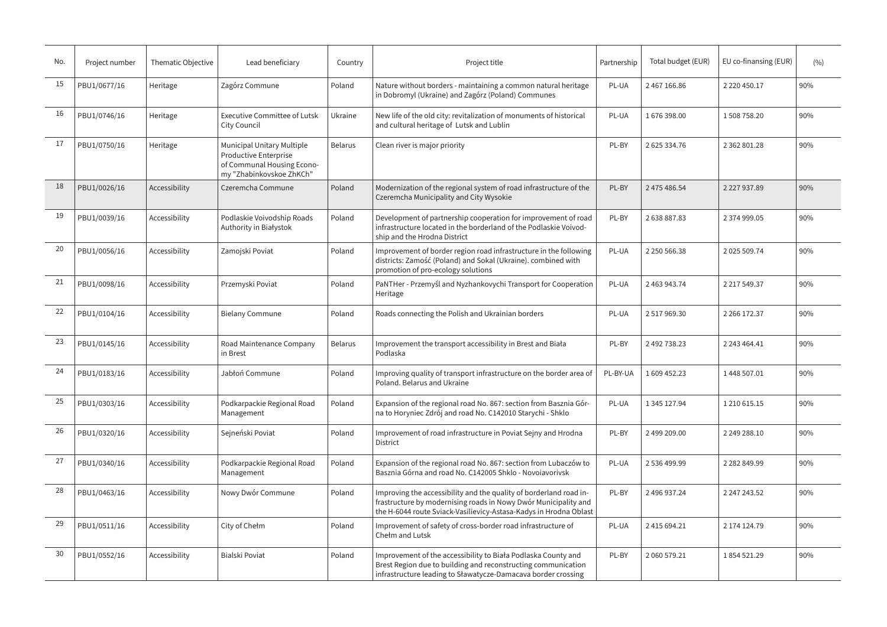| No. | Project number | Thematic Objective | Lead beneficiary | Country | Project title | Partnership | Total budget (EUR) | EU co-finansing (EUR) | (%) |
|---|---|---|---|---|---|---|---|---|---|
| 15 | PBU1/0677/16 | Heritage | Zagórz Commune | Poland | Nature without borders - maintaining a common natural heritage in Dobromyl (Ukraine) and Zagórz (Poland) Communes | PL-UA | 2 467 166.86 | 2 220 450.17 | 90% |
| 16 | PBU1/0746/16 | Heritage | Executive Committee of Lutsk City Council | Ukraine | New life of the old city: revitalization of monuments of historical and cultural heritage of Lutsk and Lublin | PL-UA | 1 676 398.00 | 1 508 758.20 | 90% |
| 17 | PBU1/0750/16 | Heritage | Municipal Unitary Multiple Productive Enterprise of Communal Housing Economy "Zhabinkovskoe ZhKCh" | Belarus | Clean river is major priority | PL-BY | 2 625 334.76 | 2 362 801.28 | 90% |
| 18 | PBU1/0026/16 | Accessibility | Czeremcha Commune | Poland | Modernization of the regional system of road infrastructure of the Czeremcha Municipality and City Wysokie | PL-BY | 2 475 486.54 | 2 227 937.89 | 90% |
| 19 | PBU1/0039/16 | Accessibility | Podlaskie Voivodship Roads Authority in Białystok | Poland | Development of partnership cooperation for improvement of road infrastructure located in the borderland of the Podlaskie Voivodship and the Hrodna District | PL-BY | 2 638 887.83 | 2 374 999.05 | 90% |
| 20 | PBU1/0056/16 | Accessibility | Zamojski Poviat | Poland | Improvement of border region road infrastructure in the following districts: Zamość (Poland) and Sokal (Ukraine). combined with promotion of pro-ecology solutions | PL-UA | 2 250 566.38 | 2 025 509.74 | 90% |
| 21 | PBU1/0098/16 | Accessibility | Przemyski Poviat | Poland | PaNTHer - Przemyśl and Nyzhankovychi Transport for Cooperation Heritage | PL-UA | 2 463 943.74 | 2 217 549.37 | 90% |
| 22 | PBU1/0104/16 | Accessibility | Bielany Commune | Poland | Roads connecting the Polish and Ukrainian borders | PL-UA | 2 517 969.30 | 2 266 172.37 | 90% |
| 23 | PBU1/0145/16 | Accessibility | Road Maintenance Company in Brest | Belarus | Improvement the transport accessibility in Brest and Biała Podlaska | PL-BY | 2 492 738.23 | 2 243 464.41 | 90% |
| 24 | PBU1/0183/16 | Accessibility | Jabłoń Commune | Poland | Improving quality of transport infrastructure on the border area of Poland. Belarus and Ukraine | PL-BY-UA | 1 609 452.23 | 1 448 507.01 | 90% |
| 25 | PBU1/0303/16 | Accessibility | Podkarpackie Regional Road Management | Poland | Expansion of the regional road No. 867: section from Basznia Górna to Horyniec Zdrój and road No. C142010 Starychi - Shklo | PL-UA | 1 345 127.94 | 1 210 615.15 | 90% |
| 26 | PBU1/0320/16 | Accessibility | Sejneński Poviat | Poland | Improvement of road infrastructure in Poviat Sejny and Hrodna District | PL-BY | 2 499 209.00 | 2 249 288.10 | 90% |
| 27 | PBU1/0340/16 | Accessibility | Podkarpackie Regional Road Management | Poland | Expansion of the regional road No. 867: section from Lubaczów to Basznia Górna and road No. C142005 Shklo - Novoiavorivsk | PL-UA | 2 536 499.99 | 2 282 849.99 | 90% |
| 28 | PBU1/0463/16 | Accessibility | Nowy Dwór Commune | Poland | Improving the accessibility and the quality of borderland road infrastructure by modernising roads in Nowy Dwór Municipality and the H-6044 route Sviack-Vasilievicy-Astasa-Kadys in Hrodna Oblast | PL-BY | 2 496 937.24 | 2 247 243.52 | 90% |
| 29 | PBU1/0511/16 | Accessibility | City of Chełm | Poland | Improvement of safety of cross-border road infrastructure of Chełm and Lutsk | PL-UA | 2 415 694.21 | 2 174 124.79 | 90% |
| 30 | PBU1/0552/16 | Accessibility | Bialski Poviat | Poland | Improvement of the accessibility to Biała Podlaska County and Brest Region due to building and reconstructing communication infrastructure leading to Sławatycze-Damacava border crossing | PL-BY | 2 060 579.21 | 1 854 521.29 | 90% |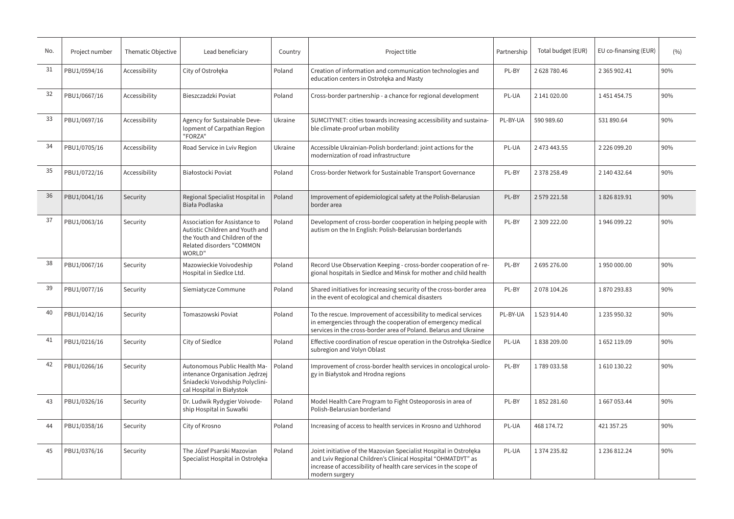| No. | Project number | Thematic Objective | Lead beneficiary | Country | Project title | Partnership | Total budget (EUR) | EU co-finansing (EUR) | (%) |
| --- | --- | --- | --- | --- | --- | --- | --- | --- | --- |
| 31 | PBU1/0594/16 | Accessibility | City of Ostrołęka | Poland | Creation of information and communication technologies and education centers in Ostrołęka and Masty | PL-BY | 2 628 780.46 | 2 365 902.41 | 90% |
| 32 | PBU1/0667/16 | Accessibility | Bieszczadzki Poviat | Poland | Cross-border partnership - a chance for regional development | PL-UA | 2 141 020.00 | 1 451 454.75 | 90% |
| 33 | PBU1/0697/16 | Accessibility | Agency for Sustainable Development of Carpathian Region "FORZA" | Ukraine | SUMCITYNET: cities towards increasing accessibility and sustainable climate-proof urban mobility | PL-BY-UA | 590 989.60 | 531 890.64 | 90% |
| 34 | PBU1/0705/16 | Accessibility | Road Service in Lviv Region | Ukraine | Accessible Ukrainian-Polish borderland: joint actions for the modernization of road infrastructure | PL-UA | 2 473 443.55 | 2 226 099.20 | 90% |
| 35 | PBU1/0722/16 | Accessibility | Białostocki Poviat | Poland | Cross-border Network for Sustainable Transport Governance | PL-BY | 2 378 258.49 | 2 140 432.64 | 90% |
| 36 | PBU1/0041/16 | Security | Regional Specialist Hospital in Biała Podlaska | Poland | Improvement of epidemiological safety at the Polish-Belarusian border area | PL-BY | 2 579 221.58 | 1 826 819.91 | 90% |
| 37 | PBU1/0063/16 | Security | Association for Assistance to Autistic Children and Youth and the Youth and Children of the Related disorders "COMMON WORLD" | Poland | Development of cross-border cooperation in helping people with autism on the In English: Polish-Belarusian borderlands | PL-BY | 2 309 222.00 | 1 946 099.22 | 90% |
| 38 | PBU1/0067/16 | Security | Mazowieckie Voivodeship Hospital in Siedlce Ltd. | Poland | Record Use Observation Keeping - cross-border cooperation of regional hospitals in Siedlce and Minsk for mother and child health | PL-BY | 2 695 276.00 | 1 950 000.00 | 90% |
| 39 | PBU1/0077/16 | Security | Siemiatycze Commune | Poland | Shared initiatives for increasing security of the cross-border area in the event of ecological and chemical disasters | PL-BY | 2 078 104.26 | 1 870 293.83 | 90% |
| 40 | PBU1/0142/16 | Security | Tomaszowski Poviat | Poland | To the rescue. Improvement of accessibility to medical services in emergencies through the cooperation of emergency medical services in the cross-border area of Poland. Belarus and Ukraine | PL-BY-UA | 1 523 914.40 | 1 235 950.32 | 90% |
| 41 | PBU1/0216/16 | Security | City of Siedlce | Poland | Effective coordination of rescue operation in the Ostrołęka-Siedlce subregion and Volyn Oblast | PL-UA | 1 838 209.00 | 1 652 119.09 | 90% |
| 42 | PBU1/0266/16 | Security | Autonomous Public Health Maintenance Organisation Jędrzej Śniadecki Voivodship Polyclinical Hospital in Białystok | Poland | Improvement of cross-border health services in oncological urology in Białystok and Hrodna regions | PL-BY | 1 789 033.58 | 1 610 130.22 | 90% |
| 43 | PBU1/0326/16 | Security | Dr. Ludwik Rydygier Voivodeship Hospital in Suwałki | Poland | Model Health Care Program to Fight Osteoporosis in area of Polish-Belarusian borderland | PL-BY | 1 852 281.60 | 1 667 053.44 | 90% |
| 44 | PBU1/0358/16 | Security | City of Krosno | Poland | Increasing of access to health services in Krosno and Uzhhorod | PL-UA | 468 174.72 | 421 357.25 | 90% |
| 45 | PBU1/0376/16 | Security | The Józef Psarski Mazovian Specialist Hospital in Ostrołęka | Poland | Joint initiative of the Mazovian Specialist Hospital in Ostrołęka and Lviv Regional Children's Clinical Hospital "OHMATDYT" as increase of accessibility of health care services in the scope of modern surgery | PL-UA | 1 374 235.82 | 1 236 812.24 | 90% |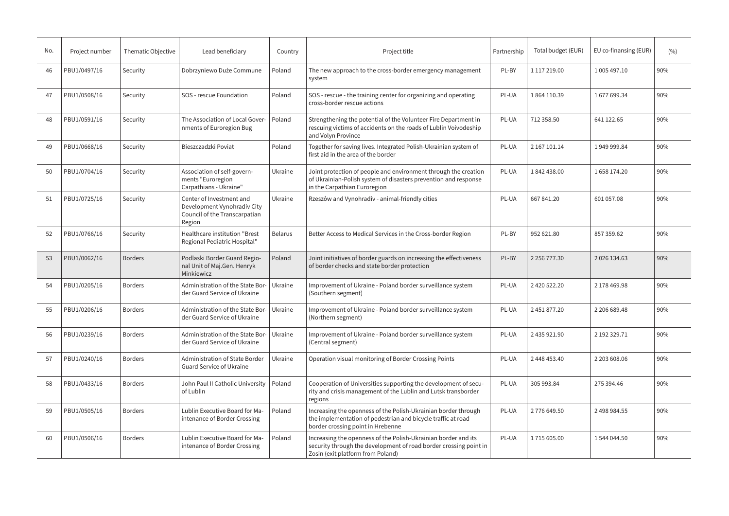| No. | Project number | Thematic Objective | Lead beneficiary | Country | Project title | Partnership | Total budget (EUR) | EU co-finansing (EUR) | (%) |
|---|---|---|---|---|---|---|---|---|---|
| 46 | PBU1/0497/16 | Security | Dobrzyniewo Duże Commune | Poland | The new approach to the cross-border emergency management system | PL-BY | 1 117 219.00 | 1 005 497.10 | 90% |
| 47 | PBU1/0508/16 | Security | SOS - rescue Foundation | Poland | SOS - rescue - the training center for organizing and operating cross-border rescue actions | PL-UA | 1 864 110.39 | 1 677 699.34 | 90% |
| 48 | PBU1/0591/16 | Security | The Association of Local Governments of Euroregion Bug | Poland | Strengthening the potential of the Volunteer Fire Department in rescuing victims of accidents on the roads of Lublin Voivodeship and Volyn Province | PL-UA | 712 358.50 | 641 122.65 | 90% |
| 49 | PBU1/0668/16 | Security | Bieszczadzki Poviat | Poland | Together for saving lives. Integrated Polish-Ukrainian system of first aid in the area of the border | PL-UA | 2 167 101.14 | 1 949 999.84 | 90% |
| 50 | PBU1/0704/16 | Security | Association of self-governments "Euroregion Carpathians - Ukraine" | Ukraine | Joint protection of people and environment through the creation of Ukrainian-Polish system of disasters prevention and response in the Carpathian Euroregion | PL-UA | 1 842 438.00 | 1 658 174.20 | 90% |
| 51 | PBU1/0725/16 | Security | Center of Investment and Development Vynohradiv City Council of the Transcarpatian Region | Ukraine | Rzeszów and Vynohradiv - animal-friendly cities | PL-UA | 667 841.20 | 601 057.08 | 90% |
| 52 | PBU1/0766/16 | Security | Healthcare institution "Brest Regional Pediatric Hospital" | Belarus | Better Access to Medical Services in the Cross-border Region | PL-BY | 952 621.80 | 857 359.62 | 90% |
| 53 | PBU1/0062/16 | Borders | Podlaski Border Guard Regional Unit of Maj.Gen. Henryk Minkiewicz | Poland | Joint initiatives of border guards on increasing the effectiveness of border checks and state border protection | PL-BY | 2 256 777.30 | 2 026 134.63 | 90% |
| 54 | PBU1/0205/16 | Borders | Administration of the State Border Guard Service of Ukraine | Ukraine | Improvement of Ukraine - Poland border surveillance system (Southern segment) | PL-UA | 2 420 522.20 | 2 178 469.98 | 90% |
| 55 | PBU1/0206/16 | Borders | Administration of the State Border Guard Service of Ukraine | Ukraine | Improvement of Ukraine - Poland border surveillance system (Northern segment) | PL-UA | 2 451 877.20 | 2 206 689.48 | 90% |
| 56 | PBU1/0239/16 | Borders | Administration of the State Border Guard Service of Ukraine | Ukraine | Improvement of Ukraine - Poland border surveillance system (Central segment) | PL-UA | 2 435 921.90 | 2 192 329.71 | 90% |
| 57 | PBU1/0240/16 | Borders | Administration of State Border Guard Service of Ukraine | Ukraine | Operation visual monitoring of Border Crossing Points | PL-UA | 2 448 453.40 | 2 203 608.06 | 90% |
| 58 | PBU1/0433/16 | Borders | John Paul II Catholic University of Lublin | Poland | Cooperation of Universities supporting the development of security and crisis management of the Lublin and Lutsk transborder regions | PL-UA | 305 993.84 | 275 394.46 | 90% |
| 59 | PBU1/0505/16 | Borders | Lublin Executive Board for Maintenance of Border Crossing | Poland | Increasing the openness of the Polish-Ukrainian border through the implementation of pedestrian and bicycle traffic at road border crossing point in Hrebenne | PL-UA | 2 776 649.50 | 2 498 984.55 | 90% |
| 60 | PBU1/0506/16 | Borders | Lublin Executive Board for Maintenance of Border Crossing | Poland | Increasing the openness of the Polish-Ukrainian border and its security through the development of road border crossing point in Zosin (exit platform from Poland) | PL-UA | 1 715 605.00 | 1 544 044.50 | 90% |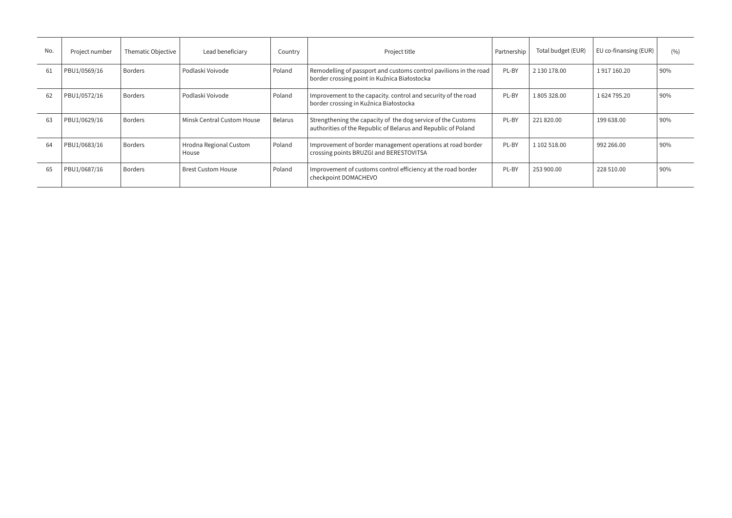| No. | Project number | Thematic Objective | Lead beneficiary | Country | Project title | Partnership | Total budget (EUR) | EU co-finansing (EUR) | (%) |
|---|---|---|---|---|---|---|---|---|---|
| 61 | PBU1/0569/16 | Borders | Podlaski Voivode | Poland | Remodelling of passport and customs control pavilions in the road border crossing point in Kuźnica Białostocka | PL-BY | 2 130 178.00 | 1 917 160.20 | 90% |
| 62 | PBU1/0572/16 | Borders | Podlaski Voivode | Poland | Improvement to the capacity. control and security of the road border crossing in Kuźnica Białostocka | PL-BY | 1 805 328.00 | 1 624 795.20 | 90% |
| 63 | PBU1/0629/16 | Borders | Minsk Central Custom House | Belarus | Strengthening the capacity of the dog service of the Customs authorities of the Republic of Belarus and Republic of Poland | PL-BY | 221 820.00 | 199 638.00 | 90% |
| 64 | PBU1/0683/16 | Borders | Hrodna Regional Custom House | Poland | Improvement of border management operations at road border crossing points BRUZGI and BERESTOVITSA | PL-BY | 1 102 518.00 | 992 266.00 | 90% |
| 65 | PBU1/0687/16 | Borders | Brest Custom House | Poland | Improvement of customs control efficiency at the road border checkpoint DOMACHEVO | PL-BY | 253 900.00 | 228 510.00 | 90% |